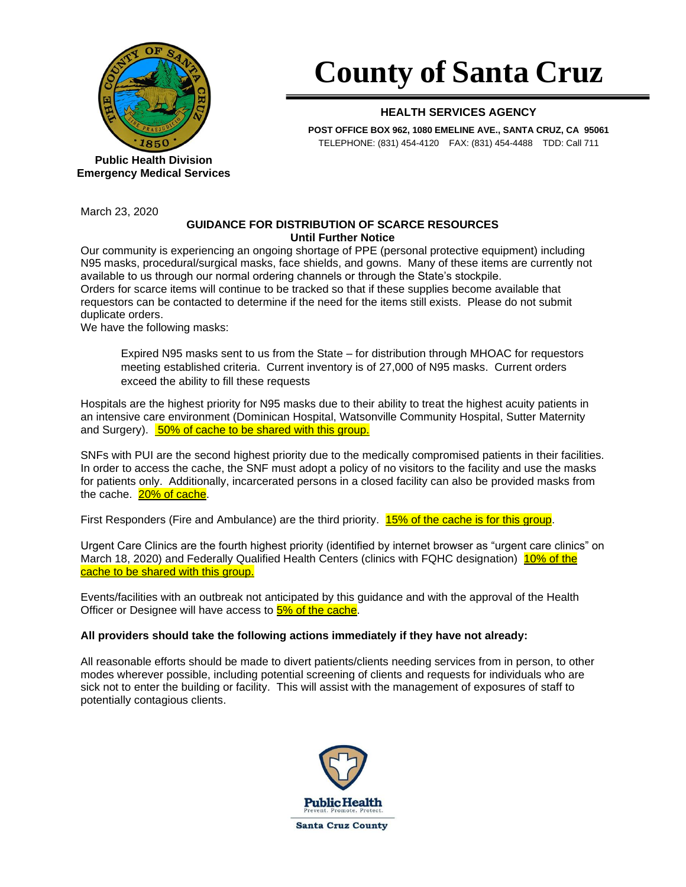# County of Santa Cruz

**HEALTH SERVICES AGENCY**

**POST OFFICE BOX 962, 1080 EMELINE AVE., SANTA CRUZ, CA 95061**
TELEPHONE: (831) 454-4120 FAX: (831) 454-4488 TDD: Call 711

**Public Health Division**
**Emergency Medical Services**

March 23, 2020

**GUIDANCE FOR DISTRIBUTION OF SCARCE RESOURCES**
**Until Further Notice**

Our community is experiencing an ongoing shortage of PPE (personal protective equipment) including N95 masks, procedural/surgical masks, face shields, and gowns. Many of these items are currently not available to us through our normal ordering channels or through the State's stockpile.
Orders for scarce items will continue to be tracked so that if these supplies become available that requestors can be contacted to determine if the need for the items still exists. Please do not submit duplicate orders.
We have the following masks:

> Expired N95 masks sent to us from the State – for distribution through MHOAC for requestors meeting established criteria. Current inventory is of 27,000 of N95 masks. Current orders exceed the ability to fill these requests

Hospitals are the highest priority for N95 masks due to their ability to treat the highest acuity patients in an intensive care environment (Dominican Hospital, Watsonville Community Hospital, Sutter Maternity and Surgery). 50% of cache to be shared with this group.

SNFs with PUI are the second highest priority due to the medically compromised patients in their facilities. In order to access the cache, the SNF must adopt a policy of no visitors to the facility and use the masks for patients only. Additionally, incarcerated persons in a closed facility can also be provided masks from the cache. 20% of cache.

First Responders (Fire and Ambulance) are the third priority. 15% of the cache is for this group.

Urgent Care Clinics are the fourth highest priority (identified by internet browser as "urgent care clinics" on March 18, 2020) and Federally Qualified Health Centers (clinics with FQHC designation) 10% of the cache to be shared with this group.

Events/facilities with an outbreak not anticipated by this guidance and with the approval of the Health Officer or Designee will have access to 5% of the cache.

**All providers should take the following actions immediately if they have not already:**

All reasonable efforts should be made to divert patients/clients needing services from in person, to other modes wherever possible, including potential screening of clients and requests for individuals who are sick not to enter the building or facility. This will assist with the management of exposures of staff to potentially contagious clients.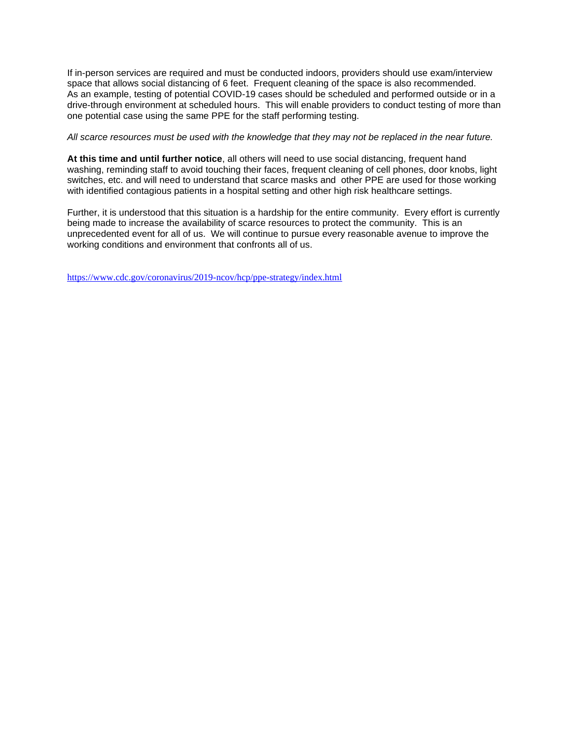If in-person services are required and must be conducted indoors, providers should use exam/interview space that allows social distancing of 6 feet. Frequent cleaning of the space is also recommended. As an example, testing of potential COVID-19 cases should be scheduled and performed outside or in a drive-through environment at scheduled hours. This will enable providers to conduct testing of more than one potential case using the same PPE for the staff performing testing.

*All scarce resources must be used with the knowledge that they may not be replaced in the near future.*

**At this time and until further notice**, all others will need to use social distancing, frequent hand washing, reminding staff to avoid touching their faces, frequent cleaning of cell phones, door knobs, light switches, etc. and will need to understand that scarce masks and other PPE are used for those working with identified contagious patients in a hospital setting and other high risk healthcare settings.

Further, it is understood that this situation is a hardship for the entire community. Every effort is currently being made to increase the availability of scarce resources to protect the community. This is an unprecedented event for all of us. We will continue to pursue every reasonable avenue to improve the working conditions and environment that confronts all of us.

https://www.cdc.gov/coronavirus/2019-ncov/hcp/ppe-strategy/index.html